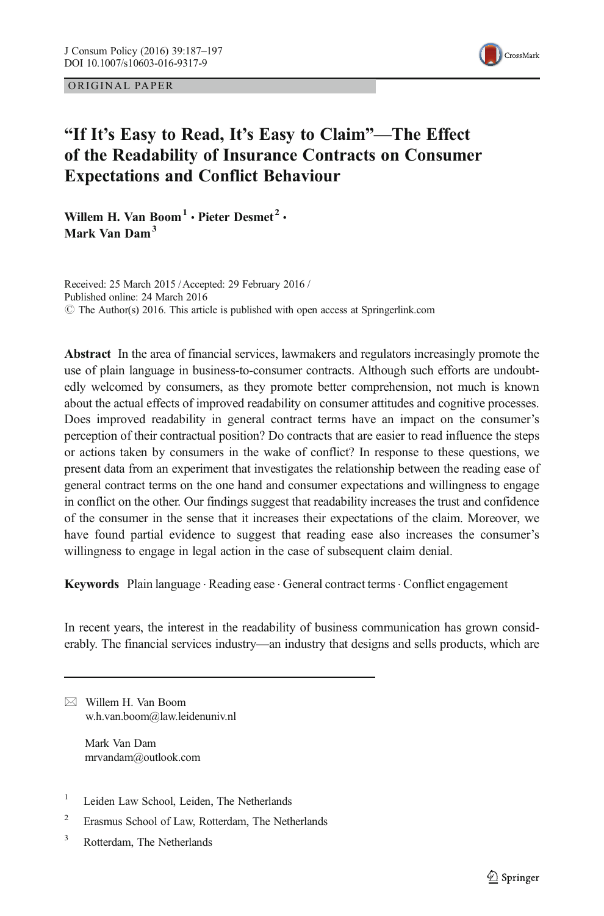ORIGINAL PAPER

# "If It's Easy to Read, It's Easy to Claim"—The Effect of the Readability of Insurance Contracts on Consumer Expectations and Conflict Behaviour

**Willem H. Van Boom**[1] **· Pieter Desmet**[2] **· Mark Van Dam**[3]

Received: 25 March 2015 / Accepted: 29 February 2016 /
Published online: 24 March 2016
© The Author(s) 2016. This article is published with open access at Springerlink.com

**Abstract** In the area of financial services, lawmakers and regulators increasingly promote the use of plain language in business-to-consumer contracts. Although such efforts are undoubtedly welcomed by consumers, as they promote better comprehension, not much is known about the actual effects of improved readability on consumer attitudes and cognitive processes. Does improved readability in general contract terms have an impact on the consumer's perception of their contractual position? Do contracts that are easier to read influence the steps or actions taken by consumers in the wake of conflict? In response to these questions, we present data from an experiment that investigates the relationship between the reading ease of general contract terms on the one hand and consumer expectations and willingness to engage in conflict on the other. Our findings suggest that readability increases the trust and confidence of the consumer in the sense that it increases their expectations of the claim. Moreover, we have found partial evidence to suggest that reading ease also increases the consumer's willingness to engage in legal action in the case of subsequent claim denial.

**Keywords** Plain language · Reading ease · General contract terms · Conflict engagement

In recent years, the interest in the readability of business communication has grown considerably. The financial services industry—an industry that designs and sells products, which are

---

✉ Willem H. Van Boom
w.h.van.boom@law.leidenuniv.nl

Mark Van Dam
mrvandam@outlook.com

[1] Leiden Law School, Leiden, The Netherlands

[2] Erasmus School of Law, Rotterdam, The Netherlands

[3] Rotterdam, The Netherlands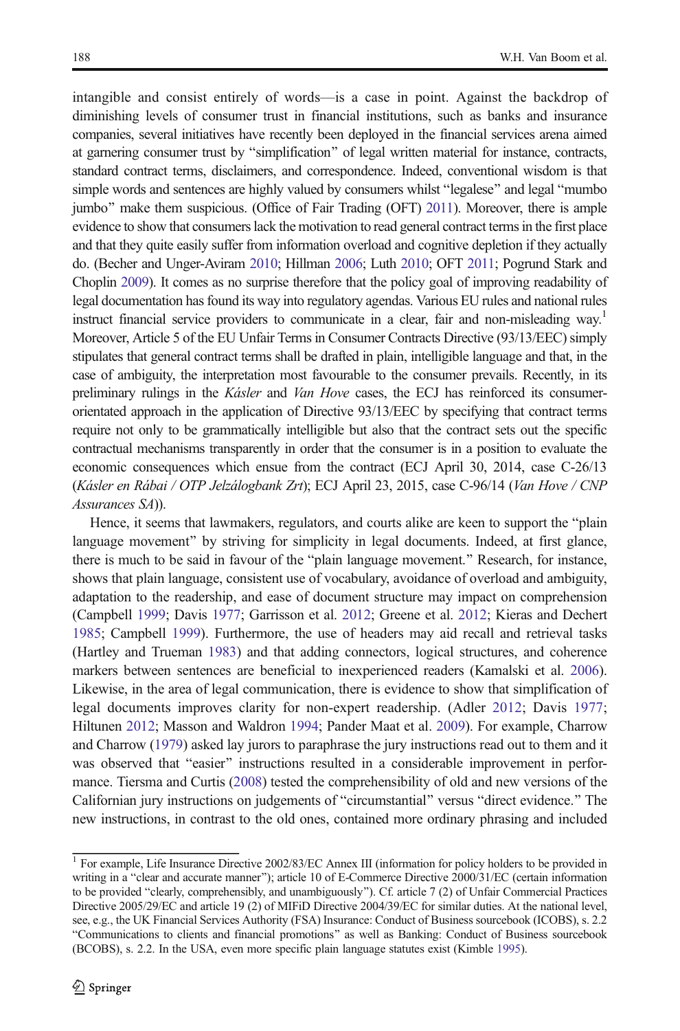intangible and consist entirely of words—is a case in point. Against the backdrop of diminishing levels of consumer trust in financial institutions, such as banks and insurance companies, several initiatives have recently been deployed in the financial services arena aimed at garnering consumer trust by "simplification" of legal written material for instance, contracts, standard contract terms, disclaimers, and correspondence. Indeed, conventional wisdom is that simple words and sentences are highly valued by consumers whilst "legalese" and legal "mumbo jumbo" make them suspicious. (Office of Fair Trading (OFT) 2011). Moreover, there is ample evidence to show that consumers lack the motivation to read general contract terms in the first place and that they quite easily suffer from information overload and cognitive depletion if they actually do. (Becher and Unger-Aviram 2010; Hillman 2006; Luth 2010; OFT 2011; Pogrund Stark and Choplin 2009). It comes as no surprise therefore that the policy goal of improving readability of legal documentation has found its way into regulatory agendas. Various EU rules and national rules instruct financial service providers to communicate in a clear, fair and non-misleading way.[1] Moreover, Article 5 of the EU Unfair Terms in Consumer Contracts Directive (93/13/EEC) simply stipulates that general contract terms shall be drafted in plain, intelligible language and that, in the case of ambiguity, the interpretation most favourable to the consumer prevails. Recently, in its preliminary rulings in the *Kásler* and *Van Hove* cases, the ECJ has reinforced its consumer-orientated approach in the application of Directive 93/13/EEC by specifying that contract terms require not only to be grammatically intelligible but also that the contract sets out the specific contractual mechanisms transparently in order that the consumer is in a position to evaluate the economic consequences which ensue from the contract (ECJ April 30, 2014, case C-26/13 (*Kásler en Rábai / OTP Jelzálogbank Zrt*); ECJ April 23, 2015, case C-96/14 (*Van Hove / CNP Assurances SA*)).

Hence, it seems that lawmakers, regulators, and courts alike are keen to support the "plain language movement" by striving for simplicity in legal documents. Indeed, at first glance, there is much to be said in favour of the "plain language movement." Research, for instance, shows that plain language, consistent use of vocabulary, avoidance of overload and ambiguity, adaptation to the readership, and ease of document structure may impact on comprehension (Campbell 1999; Davis 1977; Garrisson et al. 2012; Greene et al. 2012; Kieras and Dechert 1985; Campbell 1999). Furthermore, the use of headers may aid recall and retrieval tasks (Hartley and Trueman 1983) and that adding connectors, logical structures, and coherence markers between sentences are beneficial to inexperienced readers (Kamalski et al. 2006). Likewise, in the area of legal communication, there is evidence to show that simplification of legal documents improves clarity for non-expert readership. (Adler 2012; Davis 1977; Hiltunen 2012; Masson and Waldron 1994; Pander Maat et al. 2009). For example, Charrow and Charrow (1979) asked lay jurors to paraphrase the jury instructions read out to them and it was observed that "easier" instructions resulted in a considerable improvement in performance. Tiersma and Curtis (2008) tested the comprehensibility of old and new versions of the Californian jury instructions on judgements of "circumstantial" versus "direct evidence." The new instructions, in contrast to the old ones, contained more ordinary phrasing and included

---

[1] For example, Life Insurance Directive 2002/83/EC Annex III (information for policy holders to be provided in writing in a "clear and accurate manner"); article 10 of E-Commerce Directive 2000/31/EC (certain information to be provided "clearly, comprehensibly, and unambiguously"). Cf. article 7 (2) of Unfair Commercial Practices Directive 2005/29/EC and article 19 (2) of MIFiD Directive 2004/39/EC for similar duties. At the national level, see, e.g., the UK Financial Services Authority (FSA) Insurance: Conduct of Business sourcebook (ICOBS), s. 2.2 "Communications to clients and financial promotions" as well as Banking: Conduct of Business sourcebook (BCOBS), s. 2.2. In the USA, even more specific plain language statutes exist (Kimble 1995).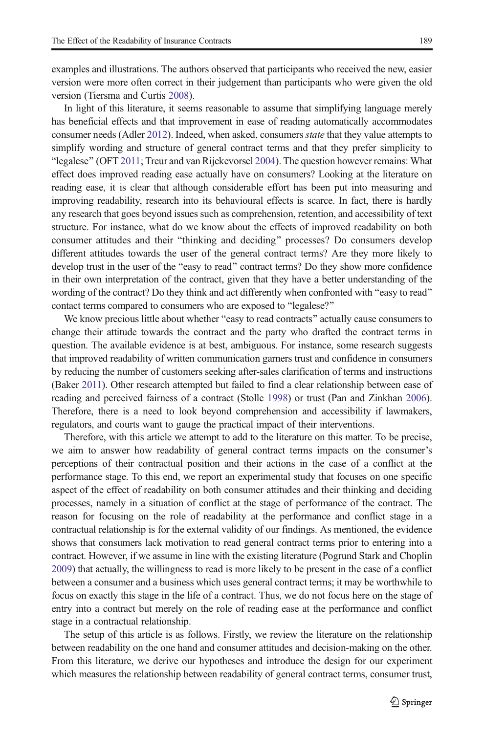examples and illustrations. The authors observed that participants who received the new, easier version were more often correct in their judgement than participants who were given the old version (Tiersma and Curtis 2008).

In light of this literature, it seems reasonable to assume that simplifying language merely has beneficial effects and that improvement in ease of reading automatically accommodates consumer needs (Adler 2012). Indeed, when asked, consumers *state* that they value attempts to simplify wording and structure of general contract terms and that they prefer simplicity to "legalese" (OFT 2011; Treur and van Rijckevorsel 2004). The question however remains: What effect does improved reading ease actually have on consumers? Looking at the literature on reading ease, it is clear that although considerable effort has been put into measuring and improving readability, research into its behavioural effects is scarce. In fact, there is hardly any research that goes beyond issues such as comprehension, retention, and accessibility of text structure. For instance, what do we know about the effects of improved readability on both consumer attitudes and their "thinking and deciding" processes? Do consumers develop different attitudes towards the user of the general contract terms? Are they more likely to develop trust in the user of the "easy to read" contract terms? Do they show more confidence in their own interpretation of the contract, given that they have a better understanding of the wording of the contract? Do they think and act differently when confronted with "easy to read" contact terms compared to consumers who are exposed to "legalese?"

We know precious little about whether "easy to read contracts" actually cause consumers to change their attitude towards the contract and the party who drafted the contract terms in question. The available evidence is at best, ambiguous. For instance, some research suggests that improved readability of written communication garners trust and confidence in consumers by reducing the number of customers seeking after-sales clarification of terms and instructions (Baker 2011). Other research attempted but failed to find a clear relationship between ease of reading and perceived fairness of a contract (Stolle 1998) or trust (Pan and Zinkhan 2006). Therefore, there is a need to look beyond comprehension and accessibility if lawmakers, regulators, and courts want to gauge the practical impact of their interventions.

Therefore, with this article we attempt to add to the literature on this matter. To be precise, we aim to answer how readability of general contract terms impacts on the consumer's perceptions of their contractual position and their actions in the case of a conflict at the performance stage. To this end, we report an experimental study that focuses on one specific aspect of the effect of readability on both consumer attitudes and their thinking and deciding processes, namely in a situation of conflict at the stage of performance of the contract. The reason for focusing on the role of readability at the performance and conflict stage in a contractual relationship is for the external validity of our findings. As mentioned, the evidence shows that consumers lack motivation to read general contract terms prior to entering into a contract. However, if we assume in line with the existing literature (Pogrund Stark and Choplin 2009) that actually, the willingness to read is more likely to be present in the case of a conflict between a consumer and a business which uses general contract terms; it may be worthwhile to focus on exactly this stage in the life of a contract. Thus, we do not focus here on the stage of entry into a contract but merely on the role of reading ease at the performance and conflict stage in a contractual relationship.

The setup of this article is as follows. Firstly, we review the literature on the relationship between readability on the one hand and consumer attitudes and decision-making on the other. From this literature, we derive our hypotheses and introduce the design for our experiment which measures the relationship between readability of general contract terms, consumer trust,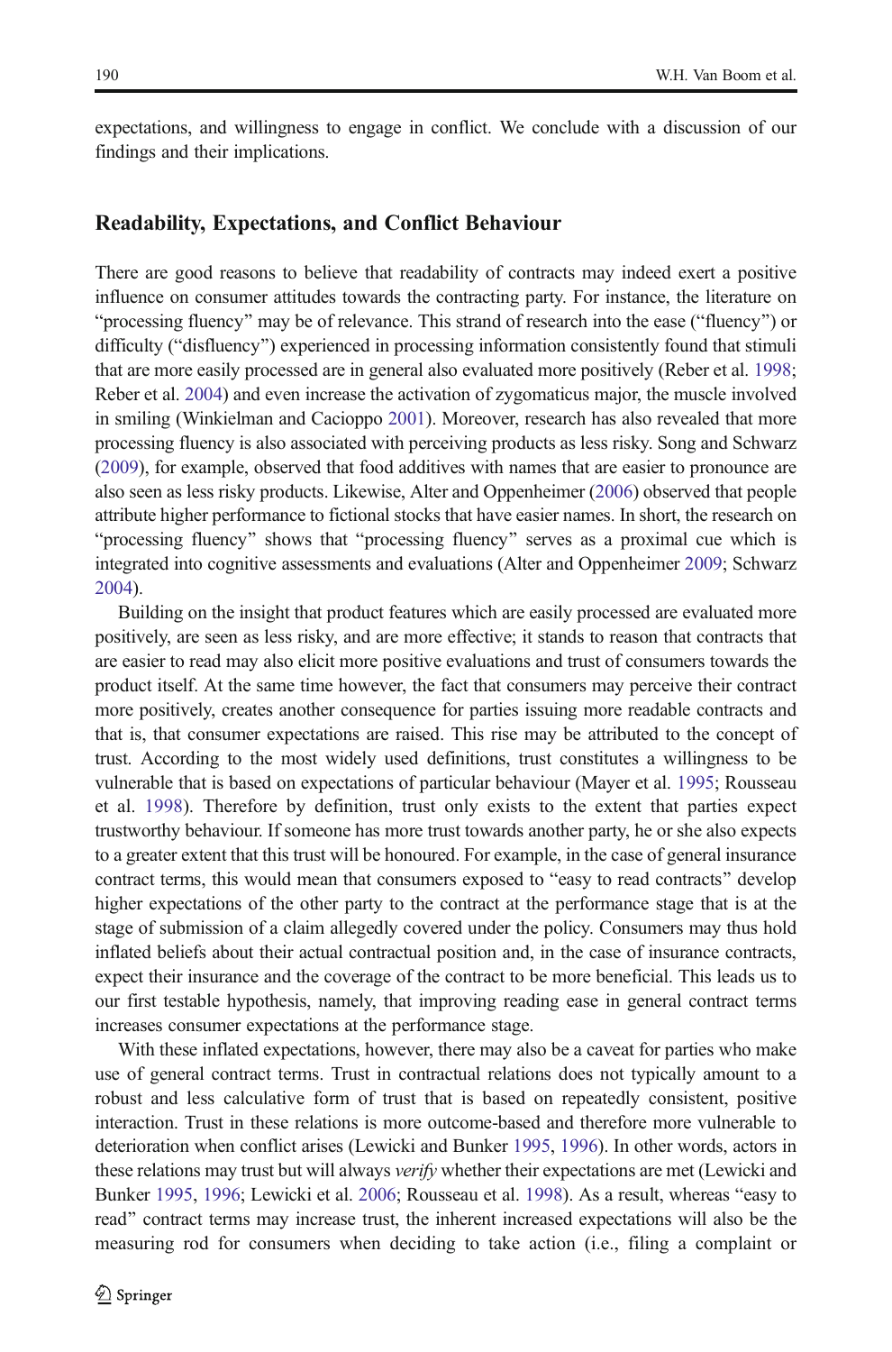expectations, and willingness to engage in conflict. We conclude with a discussion of our findings and their implications.

## Readability, Expectations, and Conflict Behaviour

There are good reasons to believe that readability of contracts may indeed exert a positive influence on consumer attitudes towards the contracting party. For instance, the literature on "processing fluency" may be of relevance. This strand of research into the ease ("fluency") or difficulty ("disfluency") experienced in processing information consistently found that stimuli that are more easily processed are in general also evaluated more positively (Reber et al. 1998; Reber et al. 2004) and even increase the activation of zygomaticus major, the muscle involved in smiling (Winkielman and Cacioppo 2001). Moreover, research has also revealed that more processing fluency is also associated with perceiving products as less risky. Song and Schwarz (2009), for example, observed that food additives with names that are easier to pronounce are also seen as less risky products. Likewise, Alter and Oppenheimer (2006) observed that people attribute higher performance to fictional stocks that have easier names. In short, the research on "processing fluency" shows that "processing fluency" serves as a proximal cue which is integrated into cognitive assessments and evaluations (Alter and Oppenheimer 2009; Schwarz 2004).

Building on the insight that product features which are easily processed are evaluated more positively, are seen as less risky, and are more effective; it stands to reason that contracts that are easier to read may also elicit more positive evaluations and trust of consumers towards the product itself. At the same time however, the fact that consumers may perceive their contract more positively, creates another consequence for parties issuing more readable contracts and that is, that consumer expectations are raised. This rise may be attributed to the concept of trust. According to the most widely used definitions, trust constitutes a willingness to be vulnerable that is based on expectations of particular behaviour (Mayer et al. 1995; Rousseau et al. 1998). Therefore by definition, trust only exists to the extent that parties expect trustworthy behaviour. If someone has more trust towards another party, he or she also expects to a greater extent that this trust will be honoured. For example, in the case of general insurance contract terms, this would mean that consumers exposed to "easy to read contracts" develop higher expectations of the other party to the contract at the performance stage that is at the stage of submission of a claim allegedly covered under the policy. Consumers may thus hold inflated beliefs about their actual contractual position and, in the case of insurance contracts, expect their insurance and the coverage of the contract to be more beneficial. This leads us to our first testable hypothesis, namely, that improving reading ease in general contract terms increases consumer expectations at the performance stage.

With these inflated expectations, however, there may also be a caveat for parties who make use of general contract terms. Trust in contractual relations does not typically amount to a robust and less calculative form of trust that is based on repeatedly consistent, positive interaction. Trust in these relations is more outcome-based and therefore more vulnerable to deterioration when conflict arises (Lewicki and Bunker 1995, 1996). In other words, actors in these relations may trust but will always *verify* whether their expectations are met (Lewicki and Bunker 1995, 1996; Lewicki et al. 2006; Rousseau et al. 1998). As a result, whereas "easy to read" contract terms may increase trust, the inherent increased expectations will also be the measuring rod for consumers when deciding to take action (i.e., filing a complaint or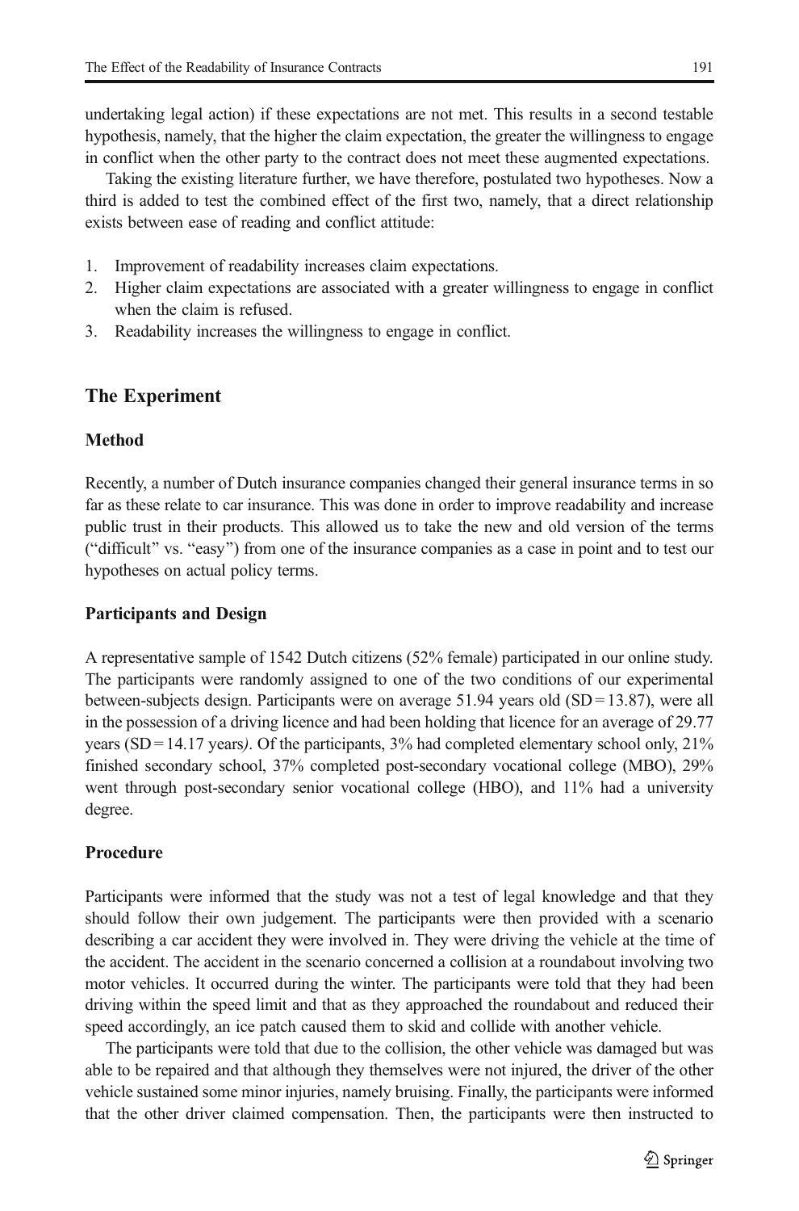undertaking legal action) if these expectations are not met. This results in a second testable hypothesis, namely, that the higher the claim expectation, the greater the willingness to engage in conflict when the other party to the contract does not meet these augmented expectations.

Taking the existing literature further, we have therefore, postulated two hypotheses. Now a third is added to test the combined effect of the first two, namely, that a direct relationship exists between ease of reading and conflict attitude:

1. Improvement of readability increases claim expectations.
2. Higher claim expectations are associated with a greater willingness to engage in conflict when the claim is refused.
3. Readability increases the willingness to engage in conflict.

## The Experiment

### Method

Recently, a number of Dutch insurance companies changed their general insurance terms in so far as these relate to car insurance. This was done in order to improve readability and increase public trust in their products. This allowed us to take the new and old version of the terms ("difficult" vs. "easy") from one of the insurance companies as a case in point and to test our hypotheses on actual policy terms.

### Participants and Design

A representative sample of 1542 Dutch citizens (52% female) participated in our online study. The participants were randomly assigned to one of the two conditions of our experimental between-subjects design. Participants were on average 51.94 years old (SD = 13.87), were all in the possession of a driving licence and had been holding that licence for an average of 29.77 years (SD = 14.17 years*)*. Of the participants, 3% had completed elementary school only, 21% finished secondary school, 37% completed post-secondary vocational college (MBO), 29% went through post-secondary senior vocational college (HBO), and 11% had a university degree.

### Procedure

Participants were informed that the study was not a test of legal knowledge and that they should follow their own judgement. The participants were then provided with a scenario describing a car accident they were involved in. They were driving the vehicle at the time of the accident. The accident in the scenario concerned a collision at a roundabout involving two motor vehicles. It occurred during the winter. The participants were told that they had been driving within the speed limit and that as they approached the roundabout and reduced their speed accordingly, an ice patch caused them to skid and collide with another vehicle.

The participants were told that due to the collision, the other vehicle was damaged but was able to be repaired and that although they themselves were not injured, the driver of the other vehicle sustained some minor injuries, namely bruising. Finally, the participants were informed that the other driver claimed compensation. Then, the participants were then instructed to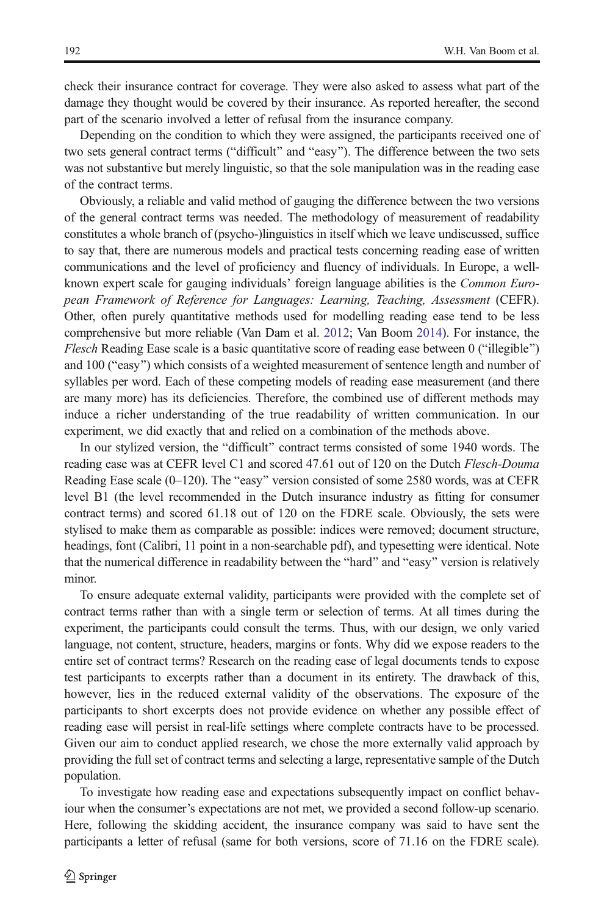check their insurance contract for coverage. They were also asked to assess what part of the damage they thought would be covered by their insurance. As reported hereafter, the second part of the scenario involved a letter of refusal from the insurance company.

Depending on the condition to which they were assigned, the participants received one of two sets general contract terms ("difficult" and "easy"). The difference between the two sets was not substantive but merely linguistic, so that the sole manipulation was in the reading ease of the contract terms.

Obviously, a reliable and valid method of gauging the difference between the two versions of the general contract terms was needed. The methodology of measurement of readability constitutes a whole branch of (psycho-)linguistics in itself which we leave undiscussed, suffice to say that, there are numerous models and practical tests concerning reading ease of written communications and the level of proficiency and fluency of individuals. In Europe, a well-known expert scale for gauging individuals' foreign language abilities is the *Common European Framework of Reference for Languages: Learning, Teaching, Assessment* (CEFR). Other, often purely quantitative methods used for modelling reading ease tend to be less comprehensive but more reliable (Van Dam et al. 2012; Van Boom 2014). For instance, the *Flesch* Reading Ease scale is a basic quantitative score of reading ease between 0 ("illegible") and 100 ("easy") which consists of a weighted measurement of sentence length and number of syllables per word. Each of these competing models of reading ease measurement (and there are many more) has its deficiencies. Therefore, the combined use of different methods may induce a richer understanding of the true readability of written communication. In our experiment, we did exactly that and relied on a combination of the methods above.

In our stylized version, the "difficult" contract terms consisted of some 1940 words. The reading ease was at CEFR level C1 and scored 47.61 out of 120 on the Dutch *Flesch-Douma* Reading Ease scale (0–120). The "easy" version consisted of some 2580 words, was at CEFR level B1 (the level recommended in the Dutch insurance industry as fitting for consumer contract terms) and scored 61.18 out of 120 on the FDRE scale. Obviously, the sets were stylised to make them as comparable as possible: indices were removed; document structure, headings, font (Calibri, 11 point in a non-searchable pdf), and typesetting were identical. Note that the numerical difference in readability between the "hard" and "easy" version is relatively minor.

To ensure adequate external validity, participants were provided with the complete set of contract terms rather than with a single term or selection of terms. At all times during the experiment, the participants could consult the terms. Thus, with our design, we only varied language, not content, structure, headers, margins or fonts. Why did we expose readers to the entire set of contract terms? Research on the reading ease of legal documents tends to expose test participants to excerpts rather than a document in its entirety. The drawback of this, however, lies in the reduced external validity of the observations. The exposure of the participants to short excerpts does not provide evidence on whether any possible effect of reading ease will persist in real-life settings where complete contracts have to be processed. Given our aim to conduct applied research, we chose the more externally valid approach by providing the full set of contract terms and selecting a large, representative sample of the Dutch population.

To investigate how reading ease and expectations subsequently impact on conflict behaviour when the consumer's expectations are not met, we provided a second follow-up scenario. Here, following the skidding accident, the insurance company was said to have sent the participants a letter of refusal (same for both versions, score of 71.16 on the FDRE scale).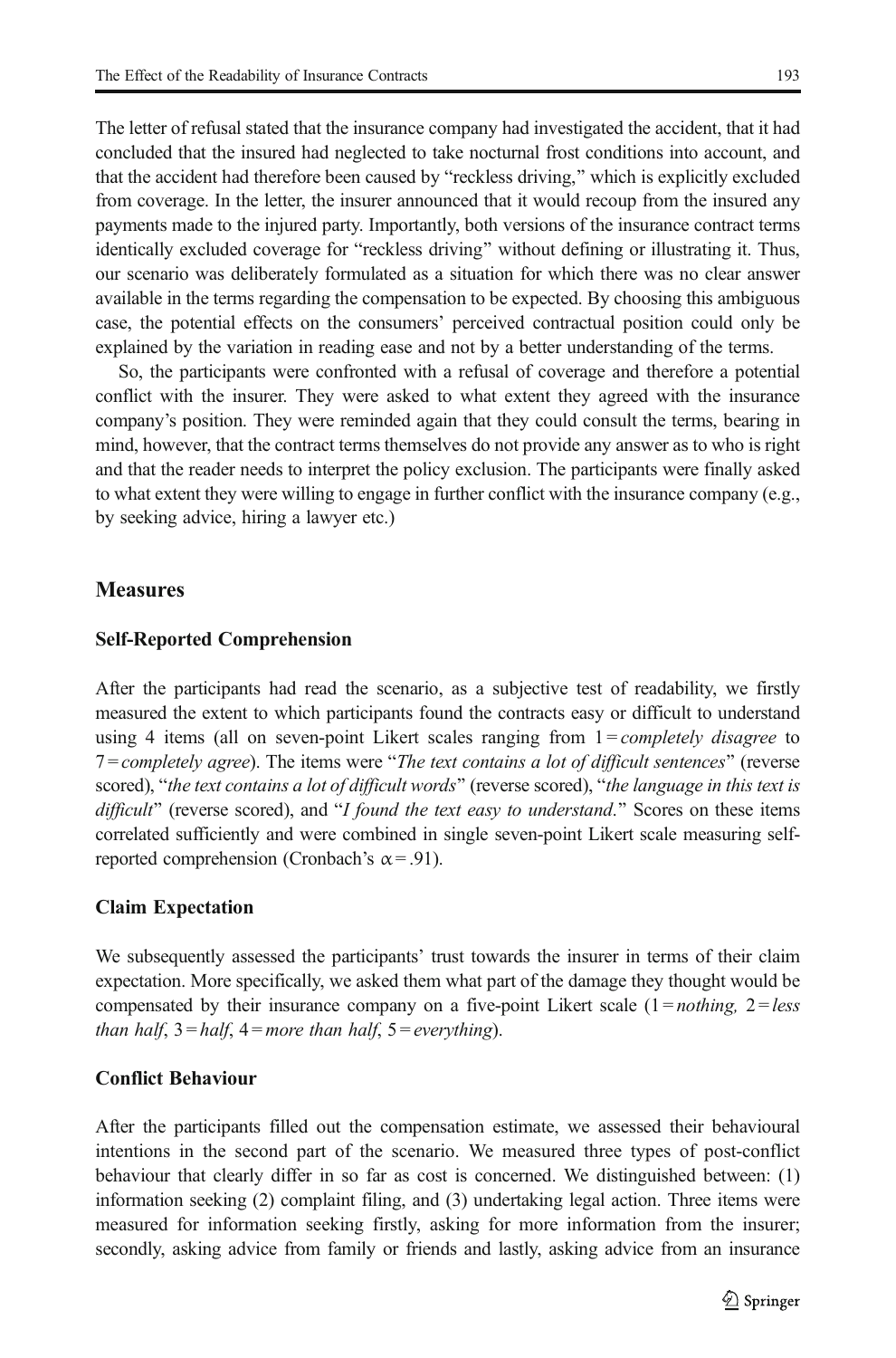The letter of refusal stated that the insurance company had investigated the accident, that it had concluded that the insured had neglected to take nocturnal frost conditions into account, and that the accident had therefore been caused by "reckless driving," which is explicitly excluded from coverage. In the letter, the insurer announced that it would recoup from the insured any payments made to the injured party. Importantly, both versions of the insurance contract terms identically excluded coverage for "reckless driving" without defining or illustrating it. Thus, our scenario was deliberately formulated as a situation for which there was no clear answer available in the terms regarding the compensation to be expected. By choosing this ambiguous case, the potential effects on the consumers' perceived contractual position could only be explained by the variation in reading ease and not by a better understanding of the terms.

So, the participants were confronted with a refusal of coverage and therefore a potential conflict with the insurer. They were asked to what extent they agreed with the insurance company's position. They were reminded again that they could consult the terms, bearing in mind, however, that the contract terms themselves do not provide any answer as to who is right and that the reader needs to interpret the policy exclusion. The participants were finally asked to what extent they were willing to engage in further conflict with the insurance company (e.g., by seeking advice, hiring a lawyer etc.)

## Measures

### Self-Reported Comprehension

After the participants had read the scenario, as a subjective test of readability, we firstly measured the extent to which participants found the contracts easy or difficult to understand using 4 items (all on seven-point Likert scales ranging from 1 = *completely disagree* to 7 = *completely agree*). The items were "*The text contains a lot of difficult sentences*" (reverse scored), "*the text contains a lot of difficult words*" (reverse scored), "*the language in this text is difficult*" (reverse scored), and "*I found the text easy to understand.*" Scores on these items correlated sufficiently and were combined in single seven-point Likert scale measuring self-reported comprehension (Cronbach's $\alpha = .91$).

### Claim Expectation

We subsequently assessed the participants' trust towards the insurer in terms of their claim expectation. More specifically, we asked them what part of the damage they thought would be compensated by their insurance company on a five-point Likert scale (1 = *nothing*, 2 = *less than half*, 3 = *half*, 4 = *more than half*, 5 = *everything*).

### Conflict Behaviour

After the participants filled out the compensation estimate, we assessed their behavioural intentions in the second part of the scenario. We measured three types of post-conflict behaviour that clearly differ in so far as cost is concerned. We distinguished between: (1) information seeking (2) complaint filing, and (3) undertaking legal action. Three items were measured for information seeking firstly, asking for more information from the insurer; secondly, asking advice from family or friends and lastly, asking advice from an insurance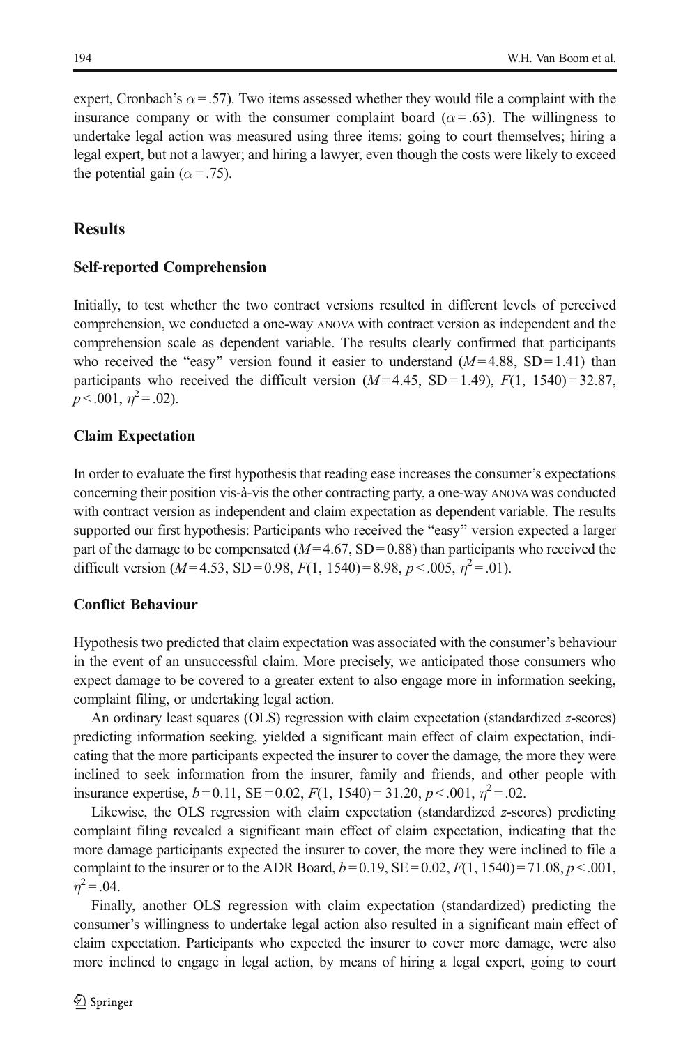expert, Cronbach's $\alpha = .57$). Two items assessed whether they would file a complaint with the insurance company or with the consumer complaint board ($\alpha = .63$). The willingness to undertake legal action was measured using three items: going to court themselves; hiring a legal expert, but not a lawyer; and hiring a lawyer, even though the costs were likely to exceed the potential gain ($\alpha = .75$).

## Results

### Self-reported Comprehension

Initially, to test whether the two contract versions resulted in different levels of perceived comprehension, we conducted a one-way ANOVA with contract version as independent and the comprehension scale as dependent variable. The results clearly confirmed that participants who received the "easy" version found it easier to understand ($M = 4.88$, $SD = 1.41$) than participants who received the difficult version ($M = 4.45$, $SD = 1.49$), $F(1, 1540) = 32.87$, $p < .001$, $\eta^2 = .02$).

### Claim Expectation

In order to evaluate the first hypothesis that reading ease increases the consumer's expectations concerning their position vis-à-vis the other contracting party, a one-way ANOVA was conducted with contract version as independent and claim expectation as dependent variable. The results supported our first hypothesis: Participants who received the "easy" version expected a larger part of the damage to be compensated ($M = 4.67$, $SD = 0.88$) than participants who received the difficult version ($M = 4.53$, $SD = 0.98$, $F(1, 1540) = 8.98$, $p < .005$, $\eta^2 = .01$).

### Conflict Behaviour

Hypothesis two predicted that claim expectation was associated with the consumer's behaviour in the event of an unsuccessful claim. More precisely, we anticipated those consumers who expect damage to be covered to a greater extent to also engage more in information seeking, complaint filing, or undertaking legal action.

An ordinary least squares (OLS) regression with claim expectation (standardized *z*-scores) predicting information seeking, yielded a significant main effect of claim expectation, indicating that the more participants expected the insurer to cover the damage, the more they were inclined to seek information from the insurer, family and friends, and other people with insurance expertise, $b = 0.11$, $SE = 0.02$, $F(1, 1540) = 31.20$, $p < .001$, $\eta^2 = .02$.

Likewise, the OLS regression with claim expectation (standardized *z*-scores) predicting complaint filing revealed a significant main effect of claim expectation, indicating that the more damage participants expected the insurer to cover, the more they were inclined to file a complaint to the insurer or to the ADR Board, $b = 0.19$, $SE = 0.02$, $F(1, 1540) = 71.08$, $p < .001$, $\eta^2 = .04$.

Finally, another OLS regression with claim expectation (standardized) predicting the consumer's willingness to undertake legal action also resulted in a significant main effect of claim expectation. Participants who expected the insurer to cover more damage, were also more inclined to engage in legal action, by means of hiring a legal expert, going to court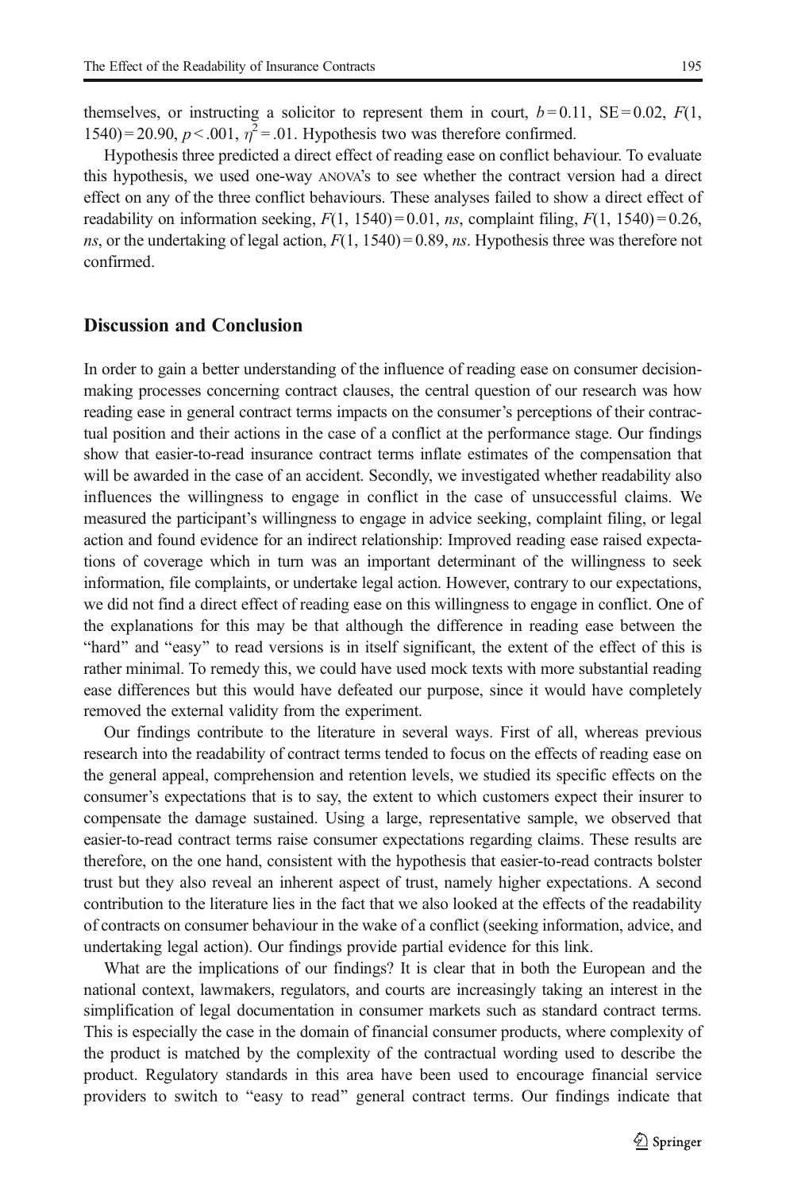themselves, or instructing a solicitor to represent them in court, $b = 0.11$, $SE = 0.02$, $F(1, 1540) = 20.90$, $p < .001$, $\eta^2 = .01$. Hypothesis two was therefore confirmed.

Hypothesis three predicted a direct effect of reading ease on conflict behaviour. To evaluate this hypothesis, we used one-way ANOVA's to see whether the contract version had a direct effect on any of the three conflict behaviours. These analyses failed to show a direct effect of readability on information seeking, $F(1, 1540) = 0.01$, *ns*, complaint filing, $F(1, 1540) = 0.26$, *ns*, or the undertaking of legal action, $F(1, 1540) = 0.89$, *ns*. Hypothesis three was therefore not confirmed.

## Discussion and Conclusion

In order to gain a better understanding of the influence of reading ease on consumer decision-making processes concerning contract clauses, the central question of our research was how reading ease in general contract terms impacts on the consumer's perceptions of their contractual position and their actions in the case of a conflict at the performance stage. Our findings show that easier-to-read insurance contract terms inflate estimates of the compensation that will be awarded in the case of an accident. Secondly, we investigated whether readability also influences the willingness to engage in conflict in the case of unsuccessful claims. We measured the participant's willingness to engage in advice seeking, complaint filing, or legal action and found evidence for an indirect relationship: Improved reading ease raised expectations of coverage which in turn was an important determinant of the willingness to seek information, file complaints, or undertake legal action. However, contrary to our expectations, we did not find a direct effect of reading ease on this willingness to engage in conflict. One of the explanations for this may be that although the difference in reading ease between the "hard" and "easy" to read versions is in itself significant, the extent of the effect of this is rather minimal. To remedy this, we could have used mock texts with more substantial reading ease differences but this would have defeated our purpose, since it would have completely removed the external validity from the experiment.

Our findings contribute to the literature in several ways. First of all, whereas previous research into the readability of contract terms tended to focus on the effects of reading ease on the general appeal, comprehension and retention levels, we studied its specific effects on the consumer's expectations that is to say, the extent to which customers expect their insurer to compensate the damage sustained. Using a large, representative sample, we observed that easier-to-read contract terms raise consumer expectations regarding claims. These results are therefore, on the one hand, consistent with the hypothesis that easier-to-read contracts bolster trust but they also reveal an inherent aspect of trust, namely higher expectations. A second contribution to the literature lies in the fact that we also looked at the effects of the readability of contracts on consumer behaviour in the wake of a conflict (seeking information, advice, and undertaking legal action). Our findings provide partial evidence for this link.

What are the implications of our findings? It is clear that in both the European and the national context, lawmakers, regulators, and courts are increasingly taking an interest in the simplification of legal documentation in consumer markets such as standard contract terms. This is especially the case in the domain of financial consumer products, where complexity of the product is matched by the complexity of the contractual wording used to describe the product. Regulatory standards in this area have been used to encourage financial service providers to switch to "easy to read" general contract terms. Our findings indicate that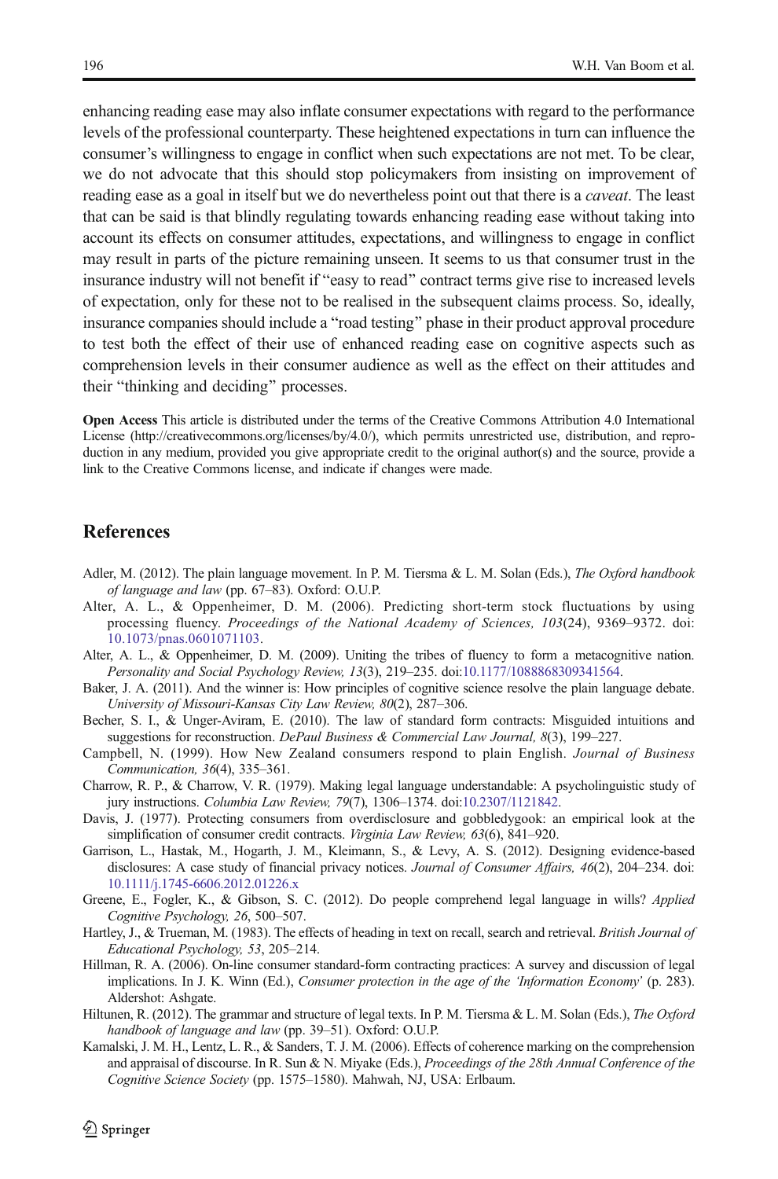enhancing reading ease may also inflate consumer expectations with regard to the performance levels of the professional counterparty. These heightened expectations in turn can influence the consumer's willingness to engage in conflict when such expectations are not met. To be clear, we do not advocate that this should stop policymakers from insisting on improvement of reading ease as a goal in itself but we do nevertheless point out that there is a *caveat*. The least that can be said is that blindly regulating towards enhancing reading ease without taking into account its effects on consumer attitudes, expectations, and willingness to engage in conflict may result in parts of the picture remaining unseen. It seems to us that consumer trust in the insurance industry will not benefit if "easy to read" contract terms give rise to increased levels of expectation, only for these not to be realised in the subsequent claims process. So, ideally, insurance companies should include a "road testing" phase in their product approval procedure to test both the effect of their use of enhanced reading ease on cognitive aspects such as comprehension levels in their consumer audience as well as the effect on their attitudes and their "thinking and deciding" processes.

**Open Access** This article is distributed under the terms of the Creative Commons Attribution 4.0 International License (http://creativecommons.org/licenses/by/4.0/), which permits unrestricted use, distribution, and reproduction in any medium, provided you give appropriate credit to the original author(s) and the source, provide a link to the Creative Commons license, and indicate if changes were made.

## References

Adler, M. (2012). The plain language movement. In P. M. Tiersma & L. M. Solan (Eds.), *The Oxford handbook of language and law* (pp. 67–83). Oxford: O.U.P.

Alter, A. L., & Oppenheimer, D. M. (2006). Predicting short-term stock fluctuations by using processing fluency. *Proceedings of the National Academy of Sciences, 103*(24), 9369–9372. doi: 10.1073/pnas.0601071103.

Alter, A. L., & Oppenheimer, D. M. (2009). Uniting the tribes of fluency to form a metacognitive nation. *Personality and Social Psychology Review, 13*(3), 219–235. doi:10.1177/1088868309341564.

Baker, J. A. (2011). And the winner is: How principles of cognitive science resolve the plain language debate. *University of Missouri-Kansas City Law Review, 80*(2), 287–306.

Becher, S. I., & Unger-Aviram, E. (2010). The law of standard form contracts: Misguided intuitions and suggestions for reconstruction. *DePaul Business & Commercial Law Journal, 8*(3), 199–227.

Campbell, N. (1999). How New Zealand consumers respond to plain English. *Journal of Business Communication, 36*(4), 335–361.

Charrow, R. P., & Charrow, V. R. (1979). Making legal language understandable: A psycholinguistic study of jury instructions. *Columbia Law Review, 79*(7), 1306–1374. doi:10.2307/1121842.

Davis, J. (1977). Protecting consumers from overdisclosure and gobbledygook: an empirical look at the simplification of consumer credit contracts. *Virginia Law Review, 63*(6), 841–920.

Garrison, L., Hastak, M., Hogarth, J. M., Kleimann, S., & Levy, A. S. (2012). Designing evidence-based disclosures: A case study of financial privacy notices. *Journal of Consumer Affairs, 46*(2), 204–234. doi: 10.1111/j.1745-6606.2012.01226.x

Greene, E., Fogler, K., & Gibson, S. C. (2012). Do people comprehend legal language in wills? *Applied Cognitive Psychology, 26*, 500–507.

Hartley, J., & Trueman, M. (1983). The effects of heading in text on recall, search and retrieval. *British Journal of Educational Psychology, 53*, 205–214.

Hillman, R. A. (2006). On-line consumer standard-form contracting practices: A survey and discussion of legal implications. In J. K. Winn (Ed.), *Consumer protection in the age of the 'Information Economy'* (p. 283). Aldershot: Ashgate.

Hiltunen, R. (2012). The grammar and structure of legal texts. In P. M. Tiersma & L. M. Solan (Eds.), *The Oxford handbook of language and law* (pp. 39–51). Oxford: O.U.P.

Kamalski, J. M. H., Lentz, L. R., & Sanders, T. J. M. (2006). Effects of coherence marking on the comprehension and appraisal of discourse. In R. Sun & N. Miyake (Eds.), *Proceedings of the 28th Annual Conference of the Cognitive Science Society* (pp. 1575–1580). Mahwah, NJ, USA: Erlbaum.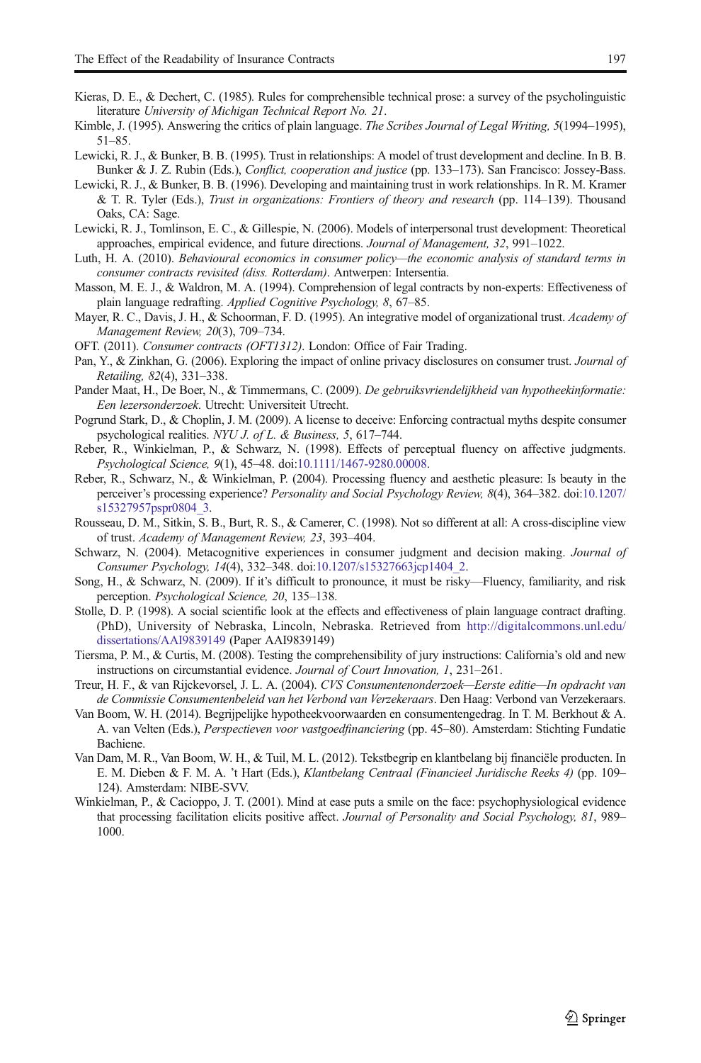Kieras, D. E., & Dechert, C. (1985). Rules for comprehensible technical prose: a survey of the psycholinguistic literature *University of Michigan Technical Report No. 21*.

Kimble, J. (1995). Answering the critics of plain language. *The Scribes Journal of Legal Writing, 5*(1994–1995), 51–85.

Lewicki, R. J., & Bunker, B. B. (1995). Trust in relationships: A model of trust development and decline. In B. B. Bunker & J. Z. Rubin (Eds.), *Conflict, cooperation and justice* (pp. 133–173). San Francisco: Jossey-Bass.

Lewicki, R. J., & Bunker, B. B. (1996). Developing and maintaining trust in work relationships. In R. M. Kramer & T. R. Tyler (Eds.), *Trust in organizations: Frontiers of theory and research* (pp. 114–139). Thousand Oaks, CA: Sage.

Lewicki, R. J., Tomlinson, E. C., & Gillespie, N. (2006). Models of interpersonal trust development: Theoretical approaches, empirical evidence, and future directions. *Journal of Management, 32*, 991–1022.

Luth, H. A. (2010). *Behavioural economics in consumer policy—the economic analysis of standard terms in consumer contracts revisited (diss. Rotterdam)*. Antwerpen: Intersentia.

Masson, M. E. J., & Waldron, M. A. (1994). Comprehension of legal contracts by non-experts: Effectiveness of plain language redrafting. *Applied Cognitive Psychology, 8*, 67–85.

Mayer, R. C., Davis, J. H., & Schoorman, F. D. (1995). An integrative model of organizational trust. *Academy of Management Review, 20*(3), 709–734.

OFT. (2011). *Consumer contracts (OFT1312)*. London: Office of Fair Trading.

Pan, Y., & Zinkhan, G. (2006). Exploring the impact of online privacy disclosures on consumer trust. *Journal of Retailing, 82*(4), 331–338.

Pander Maat, H., De Boer, N., & Timmermans, C. (2009). *De gebruiksvriendelijkheid van hypotheekinformatie: Een lezersonderzoek*. Utrecht: Universiteit Utrecht.

Pogrund Stark, D., & Choplin, J. M. (2009). A license to deceive: Enforcing contractual myths despite consumer psychological realities. *NYU J. of L. & Business, 5*, 617–744.

Reber, R., Winkielman, P., & Schwarz, N. (1998). Effects of perceptual fluency on affective judgments. *Psychological Science, 9*(1), 45–48. doi:10.1111/1467-9280.00008.

Reber, R., Schwarz, N., & Winkielman, P. (2004). Processing fluency and aesthetic pleasure: Is beauty in the perceiver's processing experience? *Personality and Social Psychology Review, 8*(4), 364–382. doi:10.1207/s15327957pspr0804_3.

Rousseau, D. M., Sitkin, S. B., Burt, R. S., & Camerer, C. (1998). Not so different at all: A cross-discipline view of trust. *Academy of Management Review, 23*, 393–404.

Schwarz, N. (2004). Metacognitive experiences in consumer judgment and decision making. *Journal of Consumer Psychology, 14*(4), 332–348. doi:10.1207/s15327663jcp1404_2.

Song, H., & Schwarz, N. (2009). If it's difficult to pronounce, it must be risky—Fluency, familiarity, and risk perception. *Psychological Science, 20*, 135–138.

Stolle, D. P. (1998). A social scientific look at the effects and effectiveness of plain language contract drafting. (PhD), University of Nebraska, Lincoln, Nebraska. Retrieved from http://digitalcommons.unl.edu/dissertations/AAI9839149 (Paper AAI9839149)

Tiersma, P. M., & Curtis, M. (2008). Testing the comprehensibility of jury instructions: California's old and new instructions on circumstantial evidence. *Journal of Court Innovation, 1*, 231–261.

Treur, H. F., & van Rijckevorsel, J. L. A. (2004). *CVS Consumentenonderzoek—Eerste editie—In opdracht van de Commissie Consumentenbeleid van het Verbond van Verzekeraars*. Den Haag: Verbond van Verzekeraars.

Van Boom, W. H. (2014). Begrijpelijke hypotheekvoorwaarden en consumentengedrag. In T. M. Berkhout & A. A. van Velten (Eds.), *Perspectieven voor vastgoedfinanciering* (pp. 45–80). Amsterdam: Stichting Fundatie Bachiene.

Van Dam, M. R., Van Boom, W. H., & Tuil, M. L. (2012). Tekstbegrip en klantbelang bij financiële producten. In E. M. Dieben & F. M. A. 't Hart (Eds.), *Klantbelang Centraal (Financieel Juridische Reeks 4)* (pp. 109–124). Amsterdam: NIBE-SVV.

Winkielman, P., & Cacioppo, J. T. (2001). Mind at ease puts a smile on the face: psychophysiological evidence that processing facilitation elicits positive affect. *Journal of Personality and Social Psychology, 81*, 989–1000.